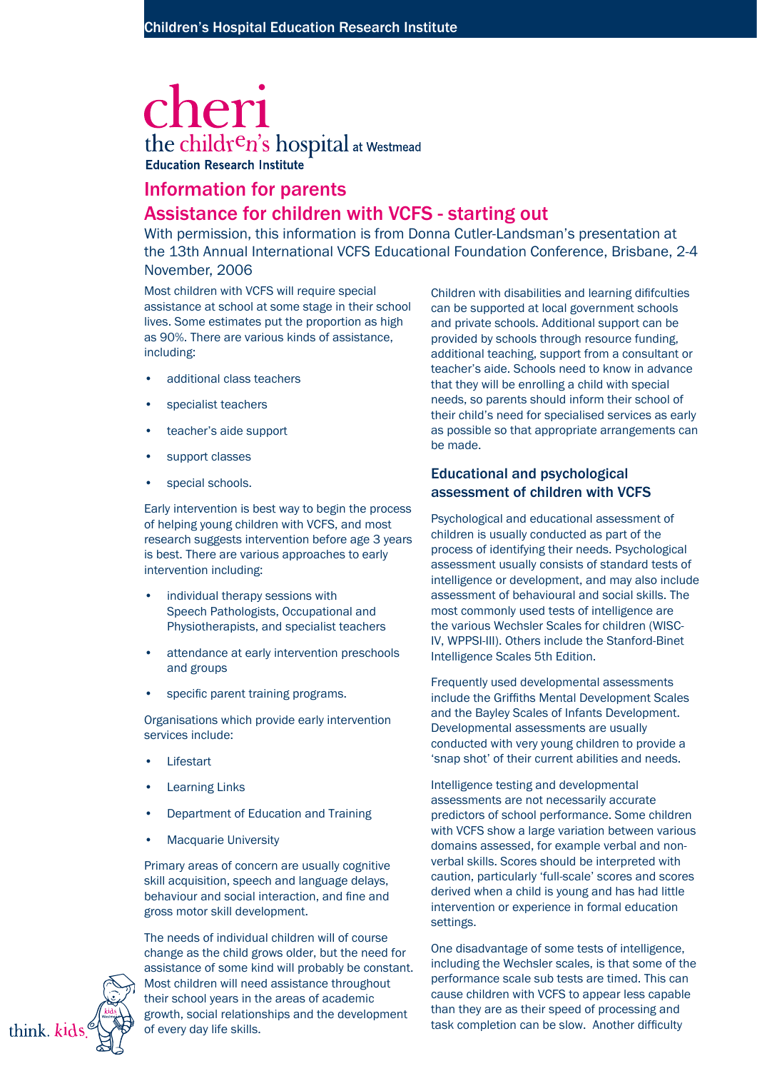# cheri

the children's hospital at Westmead
Education Research Institute

## Information for parents

## Assistance for children with VCFS - starting out

With permission, this information is from Donna Cutler-Landsman's presentation at the 13th Annual International VCFS Educational Foundation Conference, Brisbane, 2-4 November, 2006

Most children with VCFS will require special assistance at school at some stage in their school lives. Some estimates put the proportion as high as 90%. There are various kinds of assistance, including:

- additional class teachers
- specialist teachers
- teacher's aide support
- support classes
- special schools.

Early intervention is best way to begin the process of helping young children with VCFS, and most research suggests intervention before age 3 years is best. There are various approaches to early intervention including:

- individual therapy sessions with Speech Pathologists, Occupational and Physiotherapists, and specialist teachers
- attendance at early intervention preschools and groups
- specific parent training programs.

Organisations which provide early intervention services include:

- Lifestart
- Learning Links
- Department of Education and Training
- Macquarie University

Primary areas of concern are usually cognitive skill acquisition, speech and language delays, behaviour and social interaction, and fine and gross motor skill development.

The needs of individual children will of course change as the child grows older, but the need for assistance of some kind will probably be constant. Most children will need assistance throughout their school years in the areas of academic growth, social relationships and the development of every day life skills.

Children with disabilities and learning difificulties can be supported at local government schools and private schools. Additional support can be provided by schools through resource funding, additional teaching, support from a consultant or teacher's aide. Schools need to know in advance that they will be enrolling a child with special needs, so parents should inform their school of their child's need for specialised services as early as possible so that appropriate arrangements can be made.

### Educational and psychological assessment of children with VCFS

Psychological and educational assessment of children is usually conducted as part of the process of identifying their needs. Psychological assessment usually consists of standard tests of intelligence or development, and may also include assessment of behavioural and social skills. The most commonly used tests of intelligence are the various Wechsler Scales for children (WISC-IV, WPPSI-III). Others include the Stanford-Binet Intelligence Scales 5th Edition.

Frequently used developmental assessments include the Griffiths Mental Development Scales and the Bayley Scales of Infants Development. Developmental assessments are usually conducted with very young children to provide a 'snap shot' of their current abilities and needs.

Intelligence testing and developmental assessments are not necessarily accurate predictors of school performance. Some children with VCFS show a large variation between various domains assessed, for example verbal and non-verbal skills. Scores should be interpreted with caution, particularly 'full-scale' scores and scores derived when a child is young and has had little intervention or experience in formal education settings.

One disadvantage of some tests of intelligence, including the Wechsler scales, is that some of the performance scale sub tests are timed. This can cause children with VCFS to appear less capable than they are as their speed of processing and task completion can be slow. Another difficulty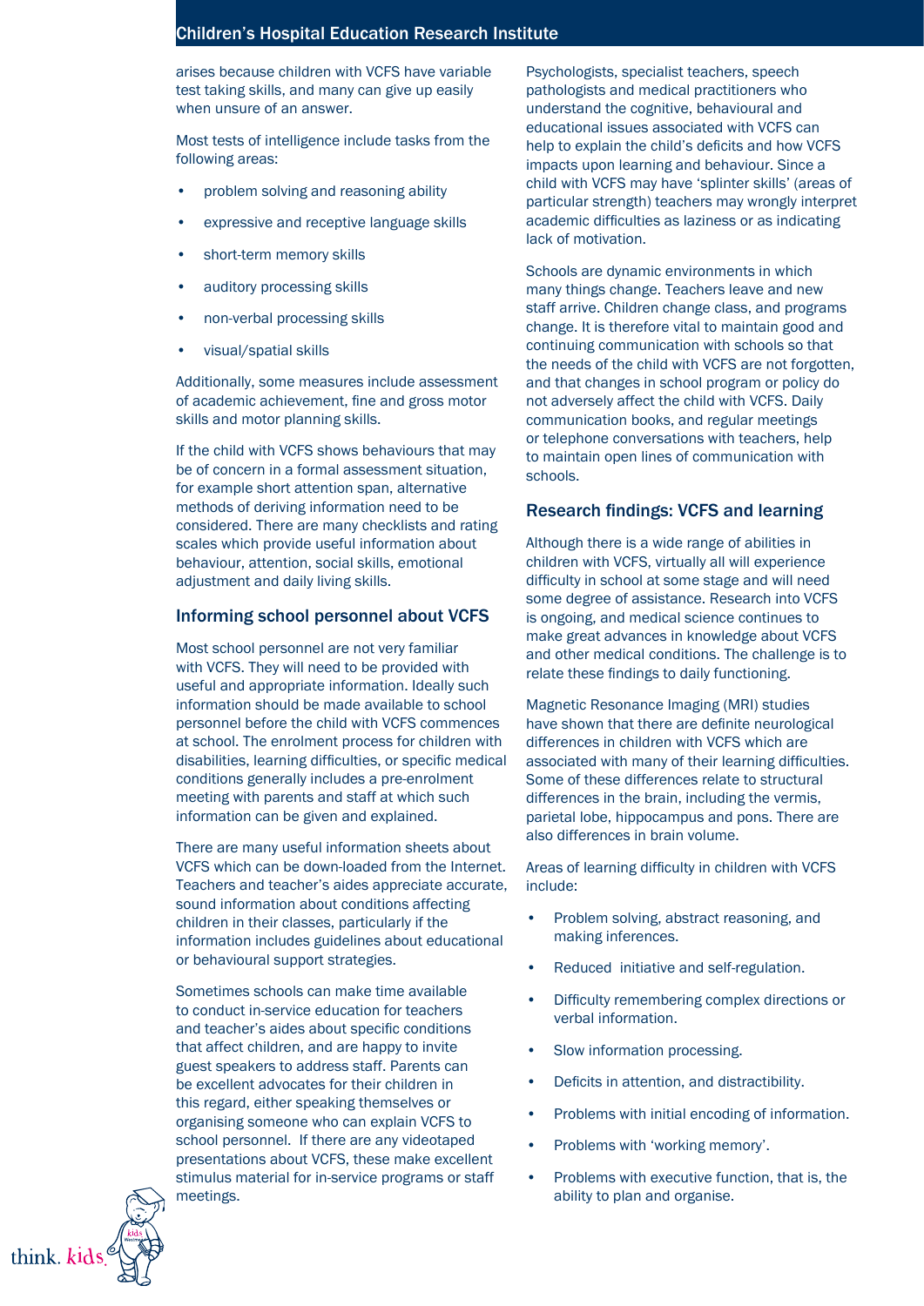arises because children with VCFS have variable test taking skills, and many can give up easily when unsure of an answer.

Most tests of intelligence include tasks from the following areas:

- problem solving and reasoning ability
- expressive and receptive language skills
- short-term memory skills
- auditory processing skills
- non-verbal processing skills
- visual/spatial skills

Additionally, some measures include assessment of academic achievement, fine and gross motor skills and motor planning skills.

If the child with VCFS shows behaviours that may be of concern in a formal assessment situation, for example short attention span, alternative methods of deriving information need to be considered. There are many checklists and rating scales which provide useful information about behaviour, attention, social skills, emotional adjustment and daily living skills.

## Informing school personnel about VCFS

Most school personnel are not very familiar with VCFS. They will need to be provided with useful and appropriate information. Ideally such information should be made available to school personnel before the child with VCFS commences at school. The enrolment process for children with disabilities, learning difficulties, or specific medical conditions generally includes a pre-enrolment meeting with parents and staff at which such information can be given and explained.

There are many useful information sheets about VCFS which can be down-loaded from the Internet. Teachers and teacher's aides appreciate accurate, sound information about conditions affecting children in their classes, particularly if the information includes guidelines about educational or behavioural support strategies.

Sometimes schools can make time available to conduct in-service education for teachers and teacher's aides about specific conditions that affect children, and are happy to invite guest speakers to address staff. Parents can be excellent advocates for their children in this regard, either speaking themselves or organising someone who can explain VCFS to school personnel. If there are any videotaped presentations about VCFS, these make excellent stimulus material for in-service programs or staff meetings.

Psychologists, specialist teachers, speech pathologists and medical practitioners who understand the cognitive, behavioural and educational issues associated with VCFS can help to explain the child's deficits and how VCFS impacts upon learning and behaviour. Since a child with VCFS may have 'splinter skills' (areas of particular strength) teachers may wrongly interpret academic difficulties as laziness or as indicating lack of motivation.

Schools are dynamic environments in which many things change. Teachers leave and new staff arrive. Children change class, and programs change. It is therefore vital to maintain good and continuing communication with schools so that the needs of the child with VCFS are not forgotten, and that changes in school program or policy do not adversely affect the child with VCFS. Daily communication books, and regular meetings or telephone conversations with teachers, help to maintain open lines of communication with schools.

## Research findings: VCFS and learning

Although there is a wide range of abilities in children with VCFS, virtually all will experience difficulty in school at some stage and will need some degree of assistance. Research into VCFS is ongoing, and medical science continues to make great advances in knowledge about VCFS and other medical conditions. The challenge is to relate these findings to daily functioning.

Magnetic Resonance Imaging (MRI) studies have shown that there are definite neurological differences in children with VCFS which are associated with many of their learning difficulties. Some of these differences relate to structural differences in the brain, including the vermis, parietal lobe, hippocampus and pons. There are also differences in brain volume.

Areas of learning difficulty in children with VCFS include:

- Problem solving, abstract reasoning, and making inferences.
- Reduced initiative and self-regulation.
- Difficulty remembering complex directions or verbal information.
- Slow information processing.
- Deficits in attention, and distractibility.
- Problems with initial encoding of information.
- Problems with 'working memory'.
- Problems with executive function, that is, the ability to plan and organise.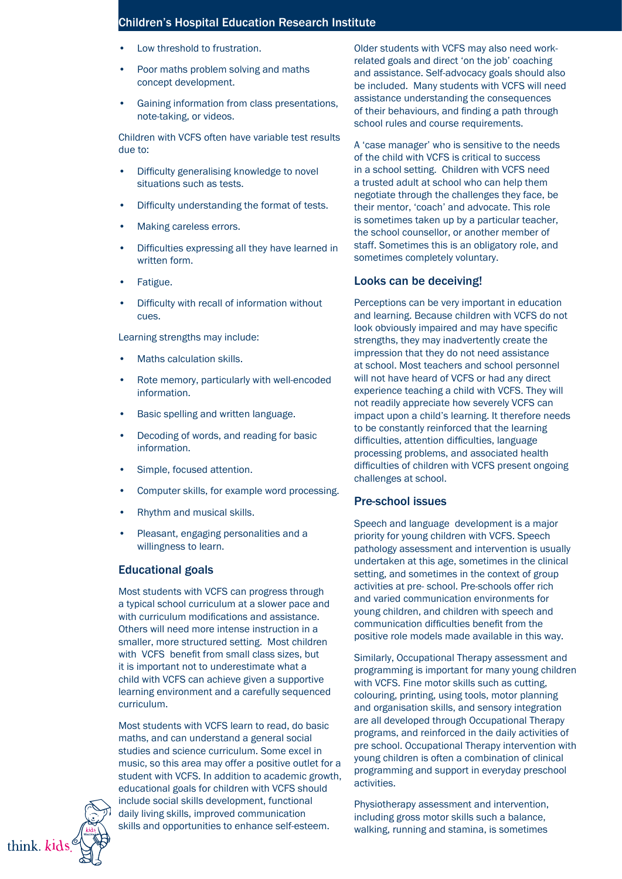- Low threshold to frustration.
- Poor maths problem solving and maths concept development.
- Gaining information from class presentations, note-taking, or videos.

Children with VCFS often have variable test results due to:

- Difficulty generalising knowledge to novel situations such as tests.
- Difficulty understanding the format of tests.
- Making careless errors.
- Difficulties expressing all they have learned in written form.
- Fatigue.
- Difficulty with recall of information without cues.

Learning strengths may include:

- Maths calculation skills.
- Rote memory, particularly with well-encoded information.
- Basic spelling and written language.
- Decoding of words, and reading for basic information.
- Simple, focused attention.
- Computer skills, for example word processing.
- Rhythm and musical skills.
- Pleasant, engaging personalities and a willingness to learn.

## Educational goals

Most students with VCFS can progress through a typical school curriculum at a slower pace and with curriculum modifications and assistance. Others will need more intense instruction in a smaller, more structured setting. Most children with VCFS benefit from small class sizes, but it is important not to underestimate what a child with VCFS can achieve given a supportive learning environment and a carefully sequenced curriculum.

Most students with VCFS learn to read, do basic maths, and can understand a general social studies and science curriculum. Some excel in music, so this area may offer a positive outlet for a student with VCFS. In addition to academic growth, educational goals for children with VCFS should include social skills development, functional daily living skills, improved communication skills and opportunities to enhance self-esteem.

Older students with VCFS may also need work-related goals and direct 'on the job' coaching and assistance. Self-advocacy goals should also be included. Many students with VCFS will need assistance understanding the consequences of their behaviours, and finding a path through school rules and course requirements.

A 'case manager' who is sensitive to the needs of the child with VCFS is critical to success in a school setting. Children with VCFS need a trusted adult at school who can help them negotiate through the challenges they face, be their mentor, 'coach' and advocate. This role is sometimes taken up by a particular teacher, the school counsellor, or another member of staff. Sometimes this is an obligatory role, and sometimes completely voluntary.

## Looks can be deceiving!

Perceptions can be very important in education and learning. Because children with VCFS do not look obviously impaired and may have specific strengths, they may inadvertently create the impression that they do not need assistance at school. Most teachers and school personnel will not have heard of VCFS or had any direct experience teaching a child with VCFS. They will not readily appreciate how severely VCFS can impact upon a child's learning. It therefore needs to be constantly reinforced that the learning difficulties, attention difficulties, language processing problems, and associated health difficulties of children with VCFS present ongoing challenges at school.

## Pre-school issues

Speech and language development is a major priority for young children with VCFS. Speech pathology assessment and intervention is usually undertaken at this age, sometimes in the clinical setting, and sometimes in the context of group activities at pre- school. Pre-schools offer rich and varied communication environments for young children, and children with speech and communication difficulties benefit from the positive role models made available in this way.

Similarly, Occupational Therapy assessment and programming is important for many young children with VCFS. Fine motor skills such as cutting, colouring, printing, using tools, motor planning and organisation skills, and sensory integration are all developed through Occupational Therapy programs, and reinforced in the daily activities of pre school. Occupational Therapy intervention with young children is often a combination of clinical programming and support in everyday preschool activities.

Physiotherapy assessment and intervention, including gross motor skills such a balance, walking, running and stamina, is sometimes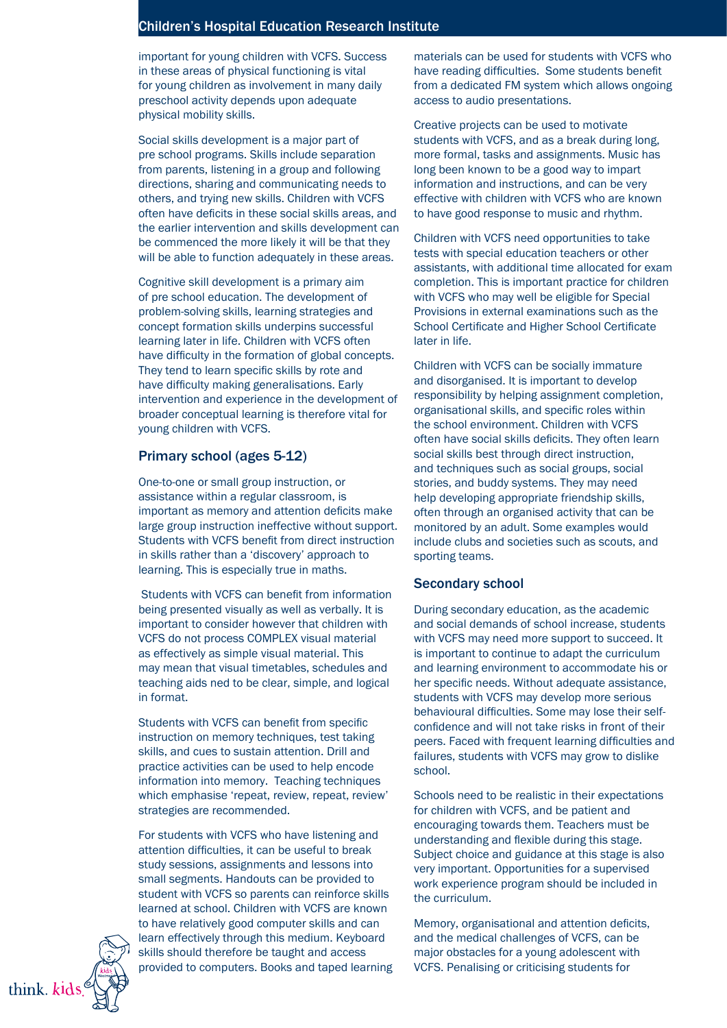important for young children with VCFS. Success in these areas of physical functioning is vital for young children as involvement in many daily preschool activity depends upon adequate physical mobility skills.

Social skills development is a major part of pre school programs. Skills include separation from parents, listening in a group and following directions, sharing and communicating needs to others, and trying new skills. Children with VCFS often have deficits in these social skills areas, and the earlier intervention and skills development can be commenced the more likely it will be that they will be able to function adequately in these areas.

Cognitive skill development is a primary aim of pre school education. The development of problem-solving skills, learning strategies and concept formation skills underpins successful learning later in life. Children with VCFS often have difficulty in the formation of global concepts. They tend to learn specific skills by rote and have difficulty making generalisations. Early intervention and experience in the development of broader conceptual learning is therefore vital for young children with VCFS.

## Primary school (ages 5-12)

One-to-one or small group instruction, or assistance within a regular classroom, is important as memory and attention deficits make large group instruction ineffective without support. Students with VCFS benefit from direct instruction in skills rather than a 'discovery' approach to learning. This is especially true in maths.

Students with VCFS can benefit from information being presented visually as well as verbally. It is important to consider however that children with VCFS do not process COMPLEX visual material as effectively as simple visual material. This may mean that visual timetables, schedules and teaching aids ned to be clear, simple, and logical in format.

Students with VCFS can benefit from specific instruction on memory techniques, test taking skills, and cues to sustain attention. Drill and practice activities can be used to help encode information into memory. Teaching techniques which emphasise 'repeat, review, repeat, review' strategies are recommended.

For students with VCFS who have listening and attention difficulties, it can be useful to break study sessions, assignments and lessons into small segments. Handouts can be provided to student with VCFS so parents can reinforce skills learned at school. Children with VCFS are known to have relatively good computer skills and can learn effectively through this medium. Keyboard skills should therefore be taught and access provided to computers. Books and taped learning materials can be used for students with VCFS who have reading difficulties. Some students benefit from a dedicated FM system which allows ongoing access to audio presentations.

Creative projects can be used to motivate students with VCFS, and as a break during long, more formal, tasks and assignments. Music has long been known to be a good way to impart information and instructions, and can be very effective with children with VCFS who are known to have good response to music and rhythm.

Children with VCFS need opportunities to take tests with special education teachers or other assistants, with additional time allocated for exam completion. This is important practice for children with VCFS who may well be eligible for Special Provisions in external examinations such as the School Certificate and Higher School Certificate later in life.

Children with VCFS can be socially immature and disorganised. It is important to develop responsibility by helping assignment completion, organisational skills, and specific roles within the school environment. Children with VCFS often have social skills deficits. They often learn social skills best through direct instruction, and techniques such as social groups, social stories, and buddy systems. They may need help developing appropriate friendship skills, often through an organised activity that can be monitored by an adult. Some examples would include clubs and societies such as scouts, and sporting teams.

## Secondary school

During secondary education, as the academic and social demands of school increase, students with VCFS may need more support to succeed. It is important to continue to adapt the curriculum and learning environment to accommodate his or her specific needs. Without adequate assistance, students with VCFS may develop more serious behavioural difficulties. Some may lose their self-confidence and will not take risks in front of their peers. Faced with frequent learning difficulties and failures, students with VCFS may grow to dislike school.

Schools need to be realistic in their expectations for children with VCFS, and be patient and encouraging towards them. Teachers must be understanding and flexible during this stage. Subject choice and guidance at this stage is also very important. Opportunities for a supervised work experience program should be included in the curriculum.

Memory, organisational and attention deficits, and the medical challenges of VCFS, can be major obstacles for a young adolescent with VCFS. Penalising or criticising students for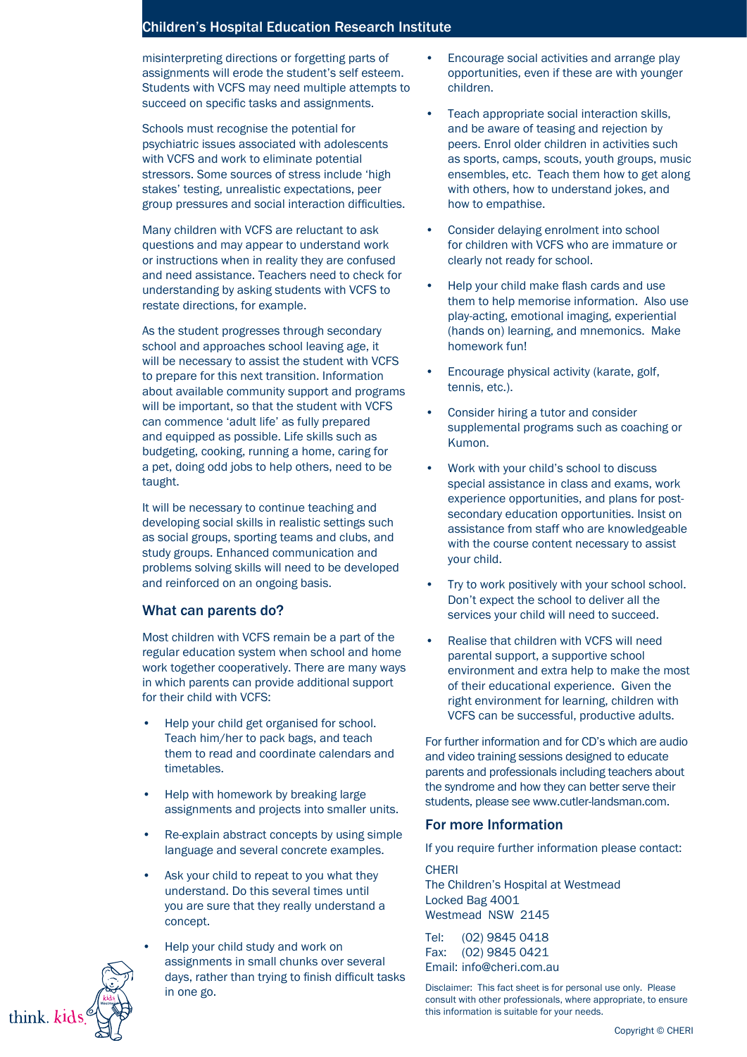misinterpreting directions or forgetting parts of assignments will erode the student's self esteem. Students with VCFS may need multiple attempts to succeed on specific tasks and assignments.

Schools must recognise the potential for psychiatric issues associated with adolescents with VCFS and work to eliminate potential stressors. Some sources of stress include 'high stakes' testing, unrealistic expectations, peer group pressures and social interaction difficulties.

Many children with VCFS are reluctant to ask questions and may appear to understand work or instructions when in reality they are confused and need assistance. Teachers need to check for understanding by asking students with VCFS to restate directions, for example.

As the student progresses through secondary school and approaches school leaving age, it will be necessary to assist the student with VCFS to prepare for this next transition. Information about available community support and programs will be important, so that the student with VCFS can commence 'adult life' as fully prepared and equipped as possible. Life skills such as budgeting, cooking, running a home, caring for a pet, doing odd jobs to help others, need to be taught.

It will be necessary to continue teaching and developing social skills in realistic settings such as social groups, sporting teams and clubs, and study groups. Enhanced communication and problems solving skills will need to be developed and reinforced on an ongoing basis.

## What can parents do?

Most children with VCFS remain be a part of the regular education system when school and home work together cooperatively. There are many ways in which parents can provide additional support for their child with VCFS:

- Help your child get organised for school. Teach him/her to pack bags, and teach them to read and coordinate calendars and timetables.
- Help with homework by breaking large assignments and projects into smaller units.
- Re-explain abstract concepts by using simple language and several concrete examples.
- Ask your child to repeat to you what they understand. Do this several times until you are sure that they really understand a concept.
- Help your child study and work on assignments in small chunks over several days, rather than trying to finish difficult tasks in one go.
- Encourage social activities and arrange play opportunities, even if these are with younger children.
- Teach appropriate social interaction skills, and be aware of teasing and rejection by peers. Enrol older children in activities such as sports, camps, scouts, youth groups, music ensembles, etc. Teach them how to get along with others, how to understand jokes, and how to empathise.
- Consider delaying enrolment into school for children with VCFS who are immature or clearly not ready for school.
- Help your child make flash cards and use them to help memorise information. Also use play-acting, emotional imaging, experiential (hands on) learning, and mnemonics. Make homework fun!
- Encourage physical activity (karate, golf, tennis, etc.).
- Consider hiring a tutor and consider supplemental programs such as coaching or Kumon.
- Work with your child's school to discuss special assistance in class and exams, work experience opportunities, and plans for post-secondary education opportunities. Insist on assistance from staff who are knowledgeable with the course content necessary to assist your child.
- Try to work positively with your school school. Don't expect the school to deliver all the services your child will need to succeed.
- Realise that children with VCFS will need parental support, a supportive school environment and extra help to make the most of their educational experience. Given the right environment for learning, children with VCFS can be successful, productive adults.

For further information and for CD's which are audio and video training sessions designed to educate parents and professionals including teachers about the syndrome and how they can better serve their students, please see www.cutler-landsman.com.

## For more Information

If you require further information please contact:

CHERI
The Children's Hospital at Westmead
Locked Bag 4001
Westmead NSW 2145

Tel: (02) 9845 0418
Fax: (02) 9845 0421
Email: info@cheri.com.au

Disclaimer: This fact sheet is for personal use only. Please consult with other professionals, where appropriate, to ensure this information is suitable for your needs.

Copyright © CHERI